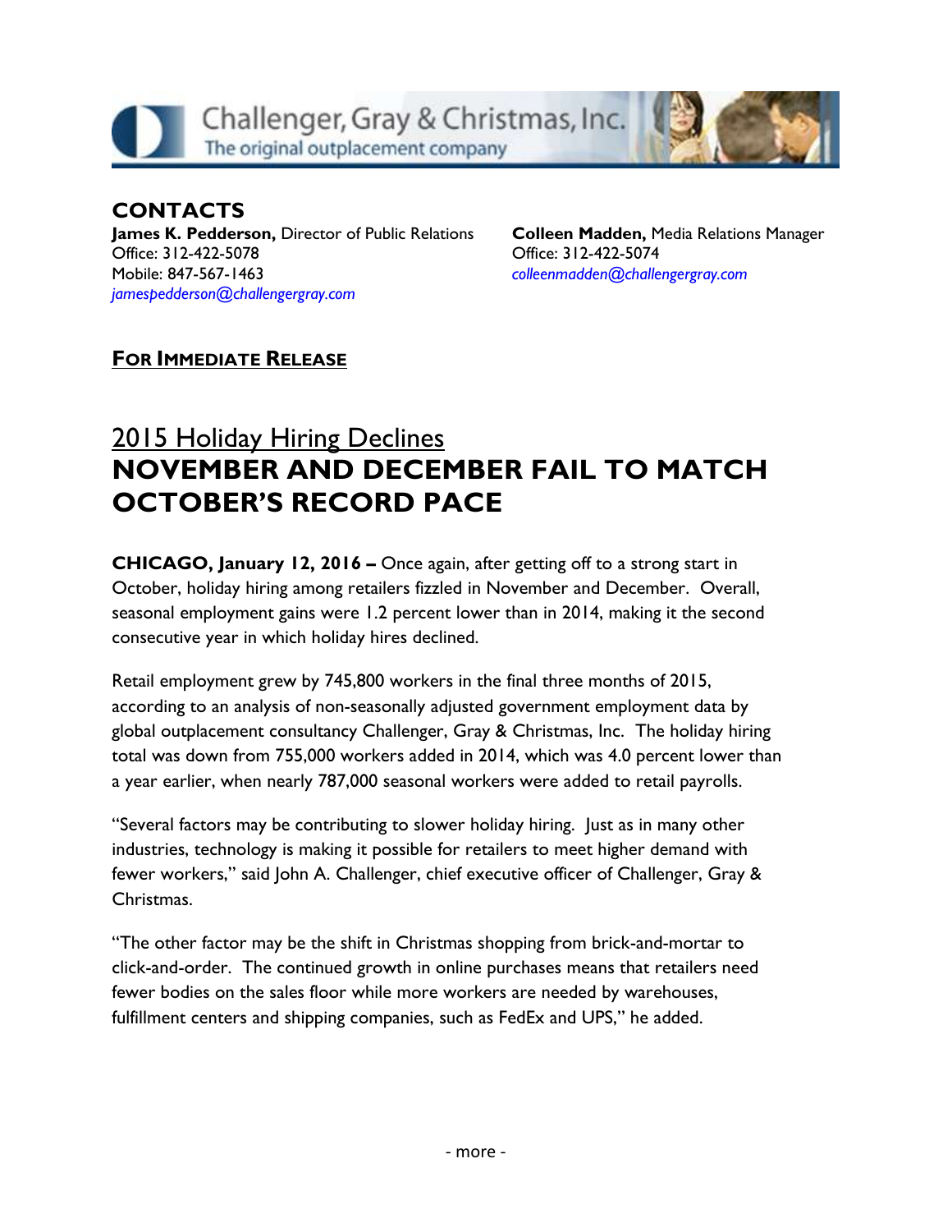Challenger, Gray & Christmas, Inc.
The original outplacement company

## CONTACTS

**James K. Pedderson,** Director of Public Relations
Office: 312-422-5078
Mobile: 847-567-1463
*jamespedderson@challengergray.com*

**Colleen Madden,** Media Relations Manager
Office: 312-422-5074
*colleenmadden@challengergray.com*

**FOR IMMEDIATE RELEASE**

# 2015 Holiday Hiring Declines
# NOVEMBER AND DECEMBER FAIL TO MATCH OCTOBER'S RECORD PACE

**CHICAGO, January 12, 2016 –** Once again, after getting off to a strong start in October, holiday hiring among retailers fizzled in November and December. Overall, seasonal employment gains were 1.2 percent lower than in 2014, making it the second consecutive year in which holiday hires declined.

Retail employment grew by 745,800 workers in the final three months of 2015, according to an analysis of non-seasonally adjusted government employment data by global outplacement consultancy Challenger, Gray & Christmas, Inc. The holiday hiring total was down from 755,000 workers added in 2014, which was 4.0 percent lower than a year earlier, when nearly 787,000 seasonal workers were added to retail payrolls.

"Several factors may be contributing to slower holiday hiring. Just as in many other industries, technology is making it possible for retailers to meet higher demand with fewer workers," said John A. Challenger, chief executive officer of Challenger, Gray & Christmas.

"The other factor may be the shift in Christmas shopping from brick-and-mortar to click-and-order. The continued growth in online purchases means that retailers need fewer bodies on the sales floor while more workers are needed by warehouses, fulfillment centers and shipping companies, such as FedEx and UPS," he added.

- more -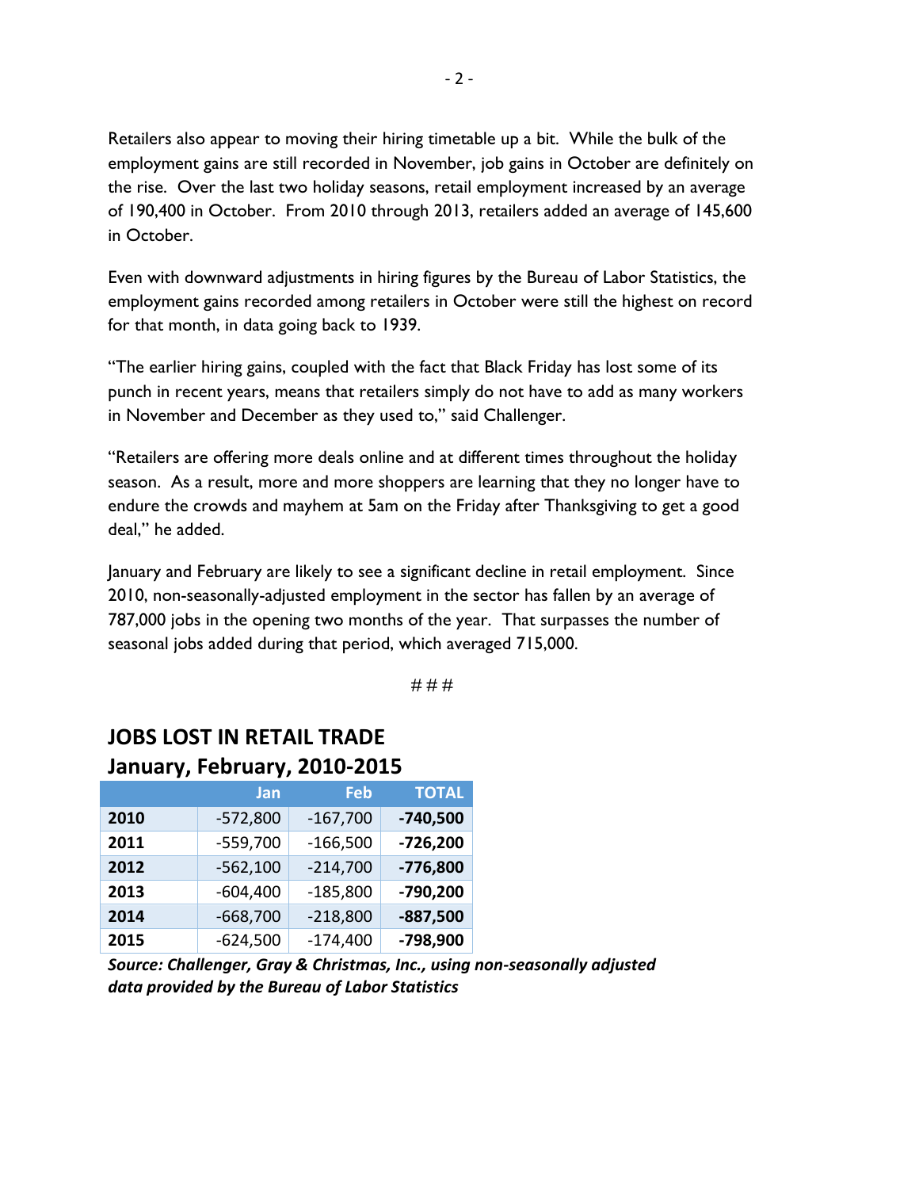Retailers also appear to moving their hiring timetable up a bit. While the bulk of the employment gains are still recorded in November, job gains in October are definitely on the rise. Over the last two holiday seasons, retail employment increased by an average of 190,400 in October. From 2010 through 2013, retailers added an average of 145,600 in October.

Even with downward adjustments in hiring figures by the Bureau of Labor Statistics, the employment gains recorded among retailers in October were still the highest on record for that month, in data going back to 1939.

"The earlier hiring gains, coupled with the fact that Black Friday has lost some of its punch in recent years, means that retailers simply do not have to add as many workers in November and December as they used to," said Challenger.

"Retailers are offering more deals online and at different times throughout the holiday season. As a result, more and more shoppers are learning that they no longer have to endure the crowds and mayhem at 5am on the Friday after Thanksgiving to get a good deal," he added.

January and February are likely to see a significant decline in retail employment. Since 2010, non-seasonally-adjusted employment in the sector has fallen by an average of 787,000 jobs in the opening two months of the year. That surpasses the number of seasonal jobs added during that period, which averaged 715,000.

# # #

## JOBS LOST IN RETAIL TRADE
## January, February, 2010-2015

| | Jan | Feb | TOTAL |
|---|---|---|---|
| **2010** | -572,800 | -167,700 | **-740,500** |
| **2011** | -559,700 | -166,500 | **-726,200** |
| **2012** | -562,100 | -214,700 | **-776,800** |
| **2013** | -604,400 | -185,800 | **-790,200** |
| **2014** | -668,700 | -218,800 | **-887,500** |
| **2015** | -624,500 | -174,400 | **-798,900** |

***Source: Challenger, Gray & Christmas, Inc., using non-seasonally adjusted data provided by the Bureau of Labor Statistics***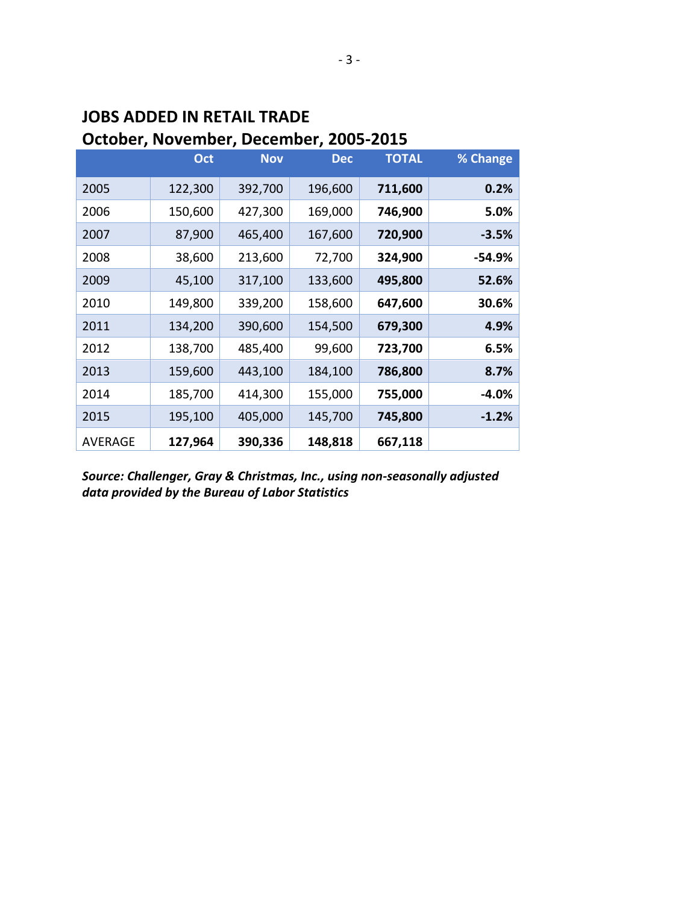## JOBS ADDED IN RETAIL TRADE
## October, November, December, 2005-2015

| | Oct | Nov | Dec | TOTAL | % Change |
|---|---|---|---|---|---|
| 2005 | 122,300 | 392,700 | 196,600 | **711,600** | **0.2%** |
| 2006 | 150,600 | 427,300 | 169,000 | **746,900** | **5.0%** |
| 2007 | 87,900 | 465,400 | 167,600 | **720,900** | **-3.5%** |
| 2008 | 38,600 | 213,600 | 72,700 | **324,900** | **-54.9%** |
| 2009 | 45,100 | 317,100 | 133,600 | **495,800** | **52.6%** |
| 2010 | 149,800 | 339,200 | 158,600 | **647,600** | **30.6%** |
| 2011 | 134,200 | 390,600 | 154,500 | **679,300** | **4.9%** |
| 2012 | 138,700 | 485,400 | 99,600 | **723,700** | **6.5%** |
| 2013 | 159,600 | 443,100 | 184,100 | **786,800** | **8.7%** |
| 2014 | 185,700 | 414,300 | 155,000 | **755,000** | **-4.0%** |
| 2015 | 195,100 | 405,000 | 145,700 | **745,800** | **-1.2%** |
| AVERAGE | **127,964** | **390,336** | **148,818** | **667,118** | |

***Source: Challenger, Gray & Christmas, Inc., using non-seasonally adjusted data provided by the Bureau of Labor Statistics***